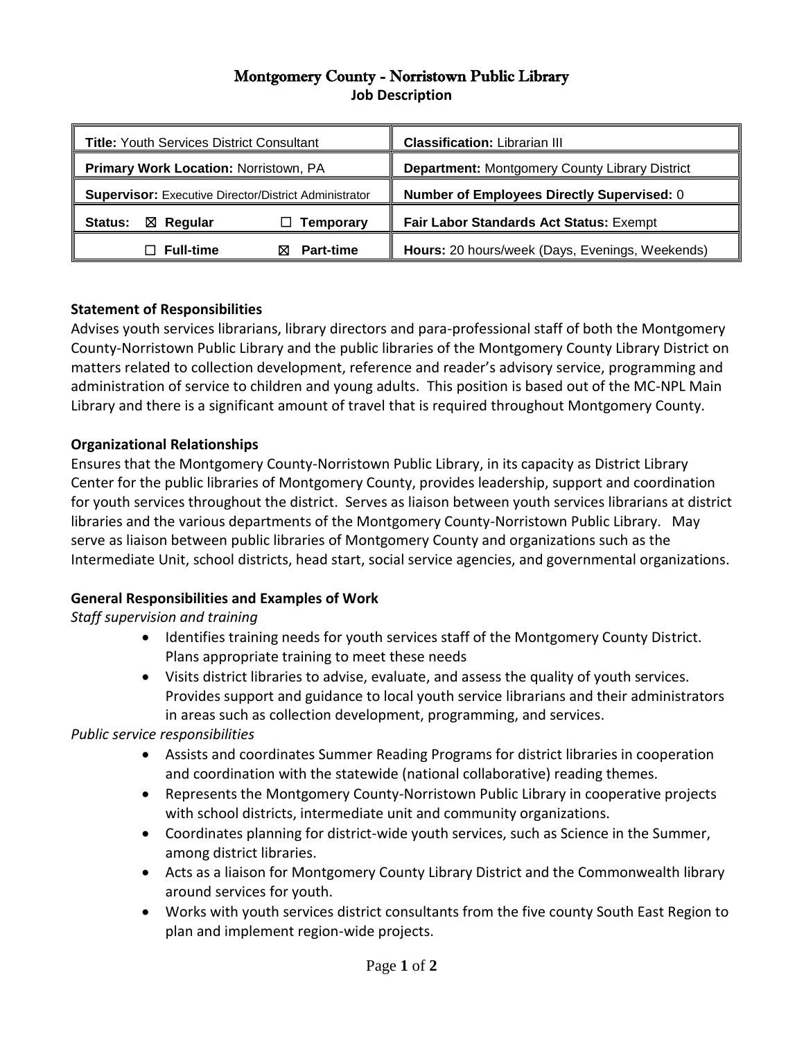# Montgomery County - Norristown Public Library

## Job Description

| | |
|---|---|
| **Title:** Youth Services District Consultant | **Classification:** Librarian III |
| **Primary Work Location:** Norristown, PA | **Department:** Montgomery County Library District |
| **Supervisor:** Executive Director/District Administrator | **Number of Employees Directly Supervised:** 0 |
| **Status:** ☒ **Regular** ☐ **Temporary** | **Fair Labor Standards Act Status:** Exempt |
| ☐ **Full-time** ☒ **Part-time** | **Hours:** 20 hours/week (Days, Evenings, Weekends) |

### Statement of Responsibilities

Advises youth services librarians, library directors and para-professional staff of both the Montgomery County-Norristown Public Library and the public libraries of the Montgomery County Library District on matters related to collection development, reference and reader's advisory service, programming and administration of service to children and young adults. This position is based out of the MC-NPL Main Library and there is a significant amount of travel that is required throughout Montgomery County.

### Organizational Relationships

Ensures that the Montgomery County-Norristown Public Library, in its capacity as District Library Center for the public libraries of Montgomery County, provides leadership, support and coordination for youth services throughout the district. Serves as liaison between youth services librarians at district libraries and the various departments of the Montgomery County-Norristown Public Library. May serve as liaison between public libraries of Montgomery County and organizations such as the Intermediate Unit, school districts, head start, social service agencies, and governmental organizations.

### General Responsibilities and Examples of Work

*Staff supervision and training*

- Identifies training needs for youth services staff of the Montgomery County District. Plans appropriate training to meet these needs
- Visits district libraries to advise, evaluate, and assess the quality of youth services. Provides support and guidance to local youth service librarians and their administrators in areas such as collection development, programming, and services.

*Public service responsibilities*

- Assists and coordinates Summer Reading Programs for district libraries in cooperation and coordination with the statewide (national collaborative) reading themes.
- Represents the Montgomery County-Norristown Public Library in cooperative projects with school districts, intermediate unit and community organizations.
- Coordinates planning for district-wide youth services, such as Science in the Summer, among district libraries.
- Acts as a liaison for Montgomery County Library District and the Commonwealth library around services for youth.
- Works with youth services district consultants from the five county South East Region to plan and implement region-wide projects.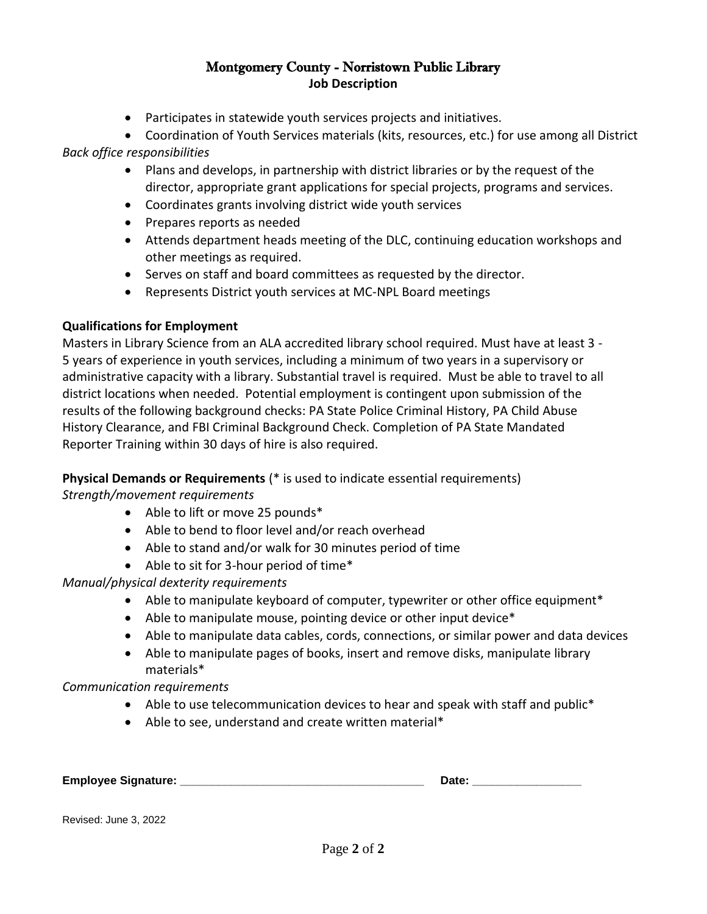# Montgomery County - Norristown Public Library
**Job Description**

- Participates in statewide youth services projects and initiatives.
- Coordination of Youth Services materials (kits, resources, etc.) for use among all District

*Back office responsibilities*

- Plans and develops, in partnership with district libraries or by the request of the director, appropriate grant applications for special projects, programs and services.
- Coordinates grants involving district wide youth services
- Prepares reports as needed
- Attends department heads meeting of the DLC, continuing education workshops and other meetings as required.
- Serves on staff and board committees as requested by the director.
- Represents District youth services at MC-NPL Board meetings

**Qualifications for Employment**

Masters in Library Science from an ALA accredited library school required. Must have at least 3 - 5 years of experience in youth services, including a minimum of two years in a supervisory or administrative capacity with a library. Substantial travel is required. Must be able to travel to all district locations when needed. Potential employment is contingent upon submission of the results of the following background checks: PA State Police Criminal History, PA Child Abuse History Clearance, and FBI Criminal Background Check. Completion of PA State Mandated Reporter Training within 30 days of hire is also required.

**Physical Demands or Requirements** (* is used to indicate essential requirements)

*Strength/movement requirements*

- Able to lift or move 25 pounds*
- Able to bend to floor level and/or reach overhead
- Able to stand and/or walk for 30 minutes period of time
- Able to sit for 3-hour period of time*

*Manual/physical dexterity requirements*

- Able to manipulate keyboard of computer, typewriter or other office equipment*
- Able to manipulate mouse, pointing device or other input device*
- Able to manipulate data cables, cords, connections, or similar power and data devices
- Able to manipulate pages of books, insert and remove disks, manipulate library materials*

*Communication requirements*

- Able to use telecommunication devices to hear and speak with staff and public*
- Able to see, understand and create written material*

**Employee Signature:** ______________________________________ **Date:** _________________

Revised: June 3, 2022